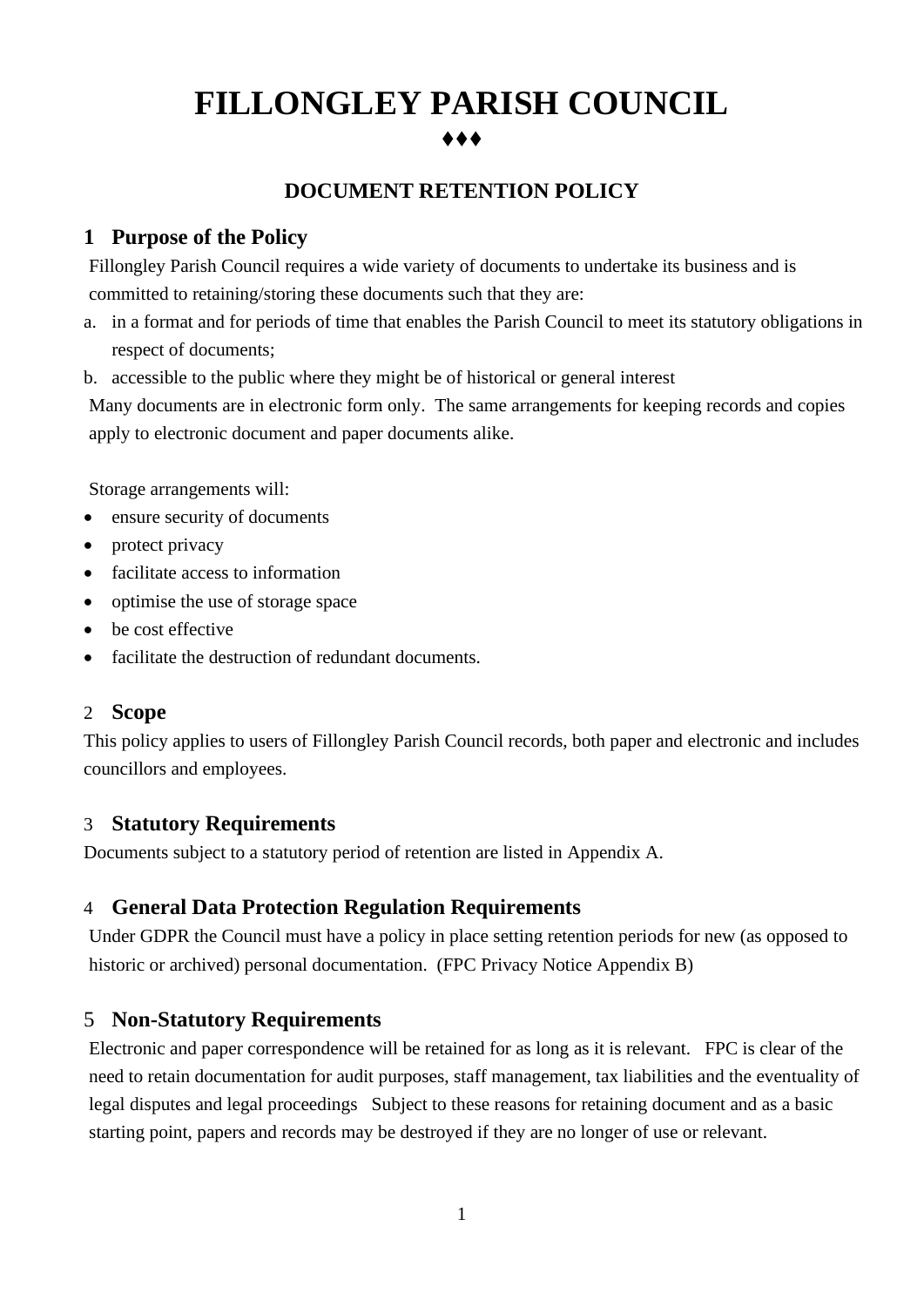# FILLONGLEY PARISH COUNCIL

♦♦♦

## DOCUMENT RETENTION POLICY

### 1 Purpose of the Policy

Fillongley Parish Council requires a wide variety of documents to undertake its business and is committed to retaining/storing these documents such that they are:

a. in a format and for periods of time that enables the Parish Council to meet its statutory obligations in respect of documents;
b. accessible to the public where they might be of historical or general interest

Many documents are in electronic form only. The same arrangements for keeping records and copies apply to electronic document and paper documents alike.

Storage arrangements will:

- ensure security of documents
- protect privacy
- facilitate access to information
- optimise the use of storage space
- be cost effective
- facilitate the destruction of redundant documents.

### 2 Scope

This policy applies to users of Fillongley Parish Council records, both paper and electronic and includes councillors and employees.

### 3 Statutory Requirements

Documents subject to a statutory period of retention are listed in Appendix A.

### 4 General Data Protection Regulation Requirements

Under GDPR the Council must have a policy in place setting retention periods for new (as opposed to historic or archived) personal documentation. (FPC Privacy Notice Appendix B)

### 5 Non-Statutory Requirements

Electronic and paper correspondence will be retained for as long as it is relevant. FPC is clear of the need to retain documentation for audit purposes, staff management, tax liabilities and the eventuality of legal disputes and legal proceedings Subject to these reasons for retaining document and as a basic starting point, papers and records may be destroyed if they are no longer of use or relevant.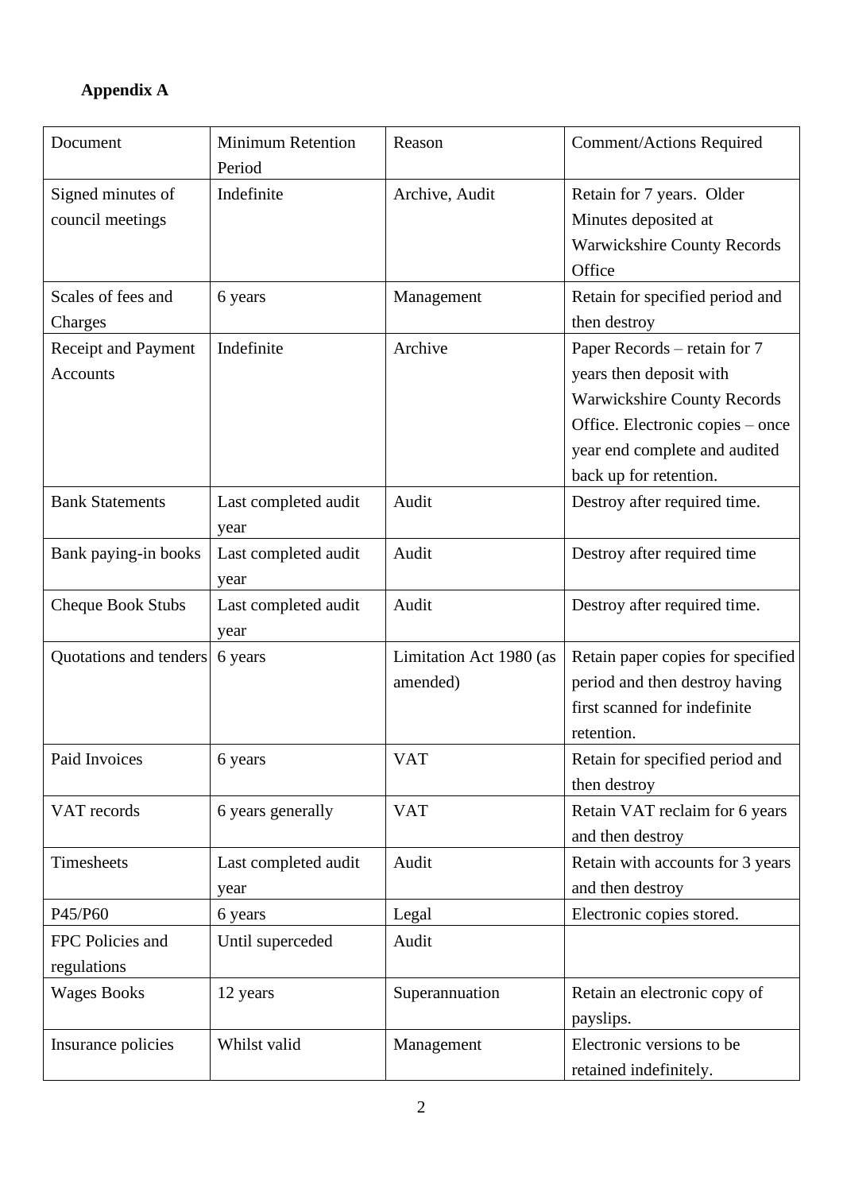**Appendix A**

| Document | Minimum Retention Period | Reason | Comment/Actions Required |
| --- | --- | --- | --- |
| Signed minutes of council meetings | Indefinite | Archive, Audit | Retain for 7 years. Older Minutes deposited at Warwickshire County Records Office |
| Scales of fees and Charges | 6 years | Management | Retain for specified period and then destroy |
| Receipt and Payment Accounts | Indefinite | Archive | Paper Records – retain for 7 years then deposit with Warwickshire County Records Office. Electronic copies – once year end complete and audited back up for retention. |
| Bank Statements | Last completed audit year | Audit | Destroy after required time. |
| Bank paying-in books | Last completed audit year | Audit | Destroy after required time |
| Cheque Book Stubs | Last completed audit year | Audit | Destroy after required time. |
| Quotations and tenders | 6 years | Limitation Act 1980 (as amended) | Retain paper copies for specified period and then destroy having first scanned for indefinite retention. |
| Paid Invoices | 6 years | VAT | Retain for specified period and then destroy |
| VAT records | 6 years generally | VAT | Retain VAT reclaim for 6 years and then destroy |
| Timesheets | Last completed audit year | Audit | Retain with accounts for 3 years and then destroy |
| P45/P60 | 6 years | Legal | Electronic copies stored. |
| FPC Policies and regulations | Until superceded | Audit | |
| Wages Books | 12 years | Superannuation | Retain an electronic copy of payslips. |
| Insurance policies | Whilst valid | Management | Electronic versions to be retained indefinitely. |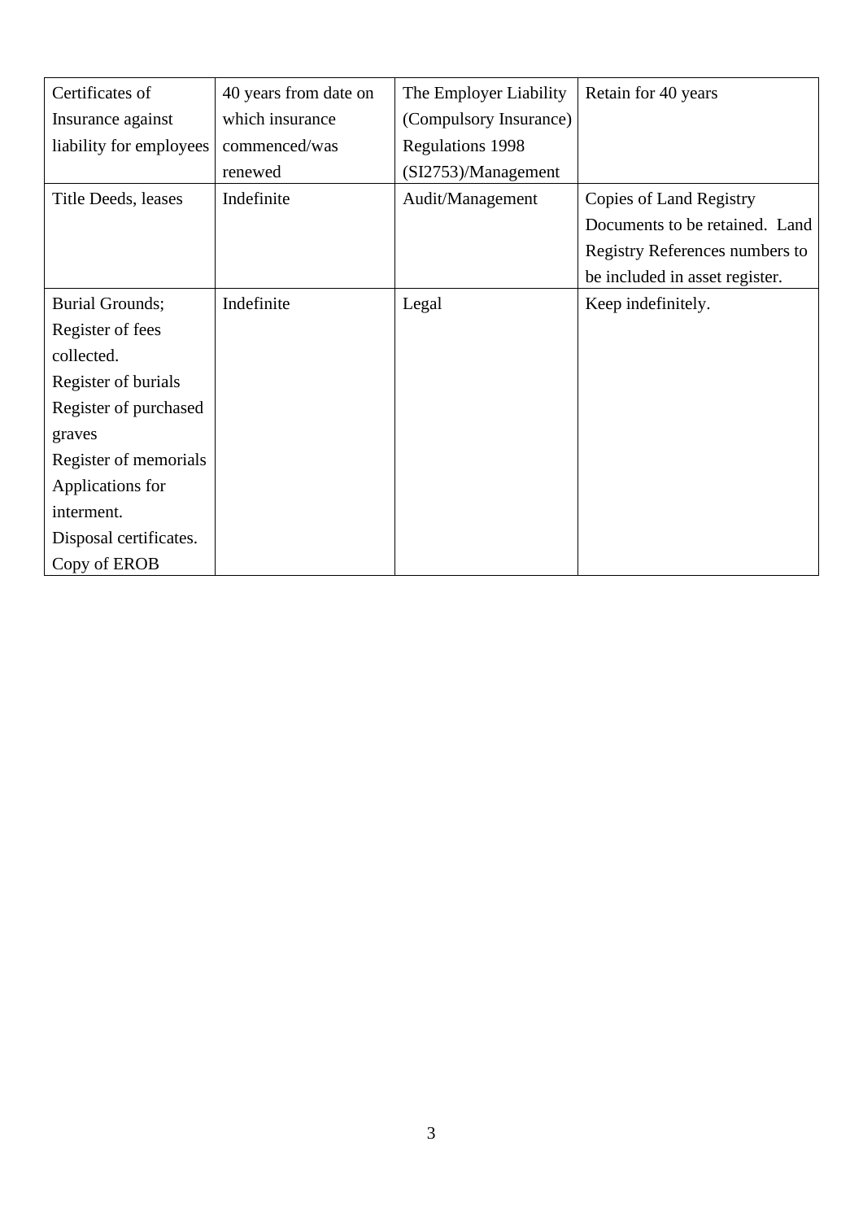| Certificates of Insurance against liability for employees | 40 years from date on which insurance commenced/was renewed | The Employer Liability (Compulsory Insurance) Regulations 1998 (SI2753)/Management | Retain for 40 years |
|---|---|---|---|
| Title Deeds, leases | Indefinite | Audit/Management | Copies of Land Registry Documents to be retained. Land Registry References numbers to be included in asset register. |
| Burial Grounds; Register of fees collected. Register of burials Register of purchased graves Register of memorials Applications for interment. Disposal certificates. Copy of EROB | Indefinite | Legal | Keep indefinitely. |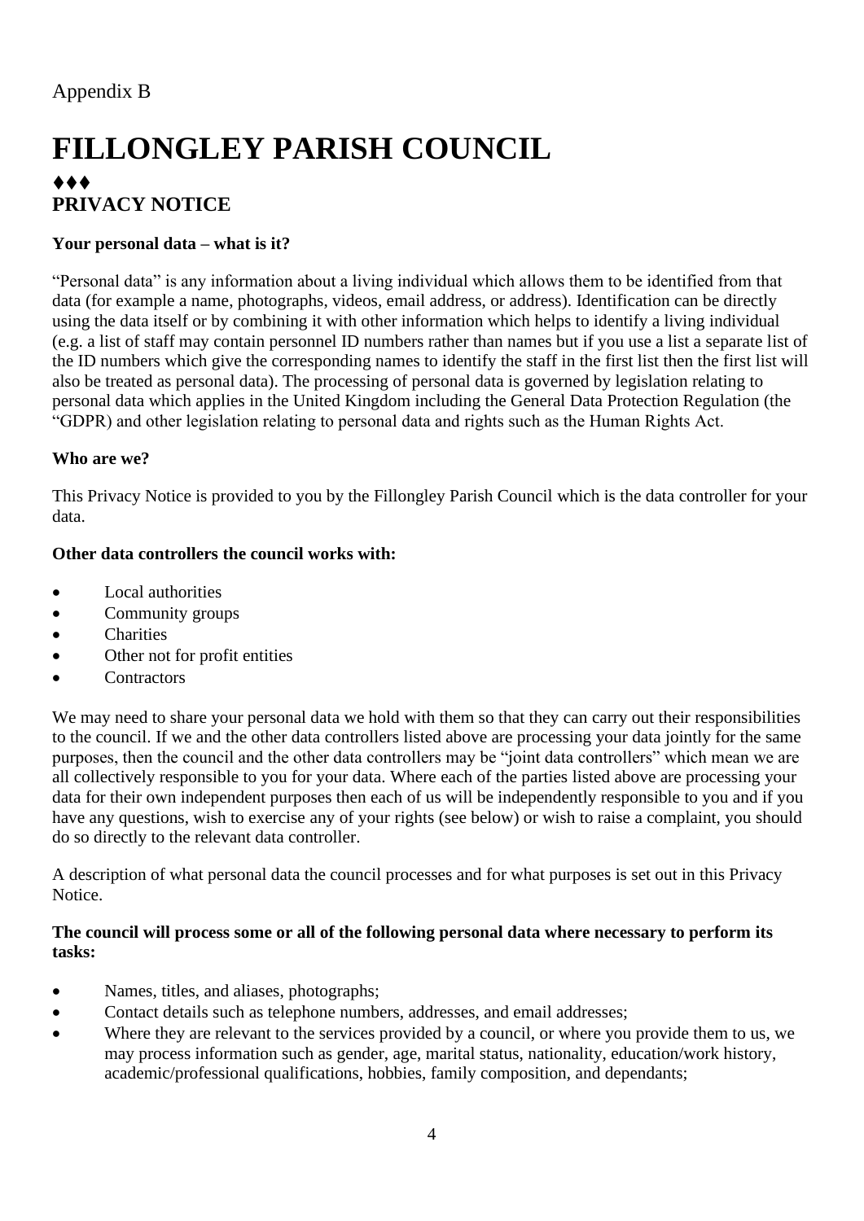Appendix B

# FILLONGLEY PARISH COUNCIL

♦♦♦

## PRIVACY NOTICE

**Your personal data – what is it?**

"Personal data" is any information about a living individual which allows them to be identified from that data (for example a name, photographs, videos, email address, or address). Identification can be directly using the data itself or by combining it with other information which helps to identify a living individual (e.g. a list of staff may contain personnel ID numbers rather than names but if you use a list a separate list of the ID numbers which give the corresponding names to identify the staff in the first list then the first list will also be treated as personal data). The processing of personal data is governed by legislation relating to personal data which applies in the United Kingdom including the General Data Protection Regulation (the "GDPR) and other legislation relating to personal data and rights such as the Human Rights Act.

**Who are we?**

This Privacy Notice is provided to you by the Fillongley Parish Council which is the data controller for your data.

**Other data controllers the council works with:**

- Local authorities
- Community groups
- Charities
- Other not for profit entities
- Contractors

We may need to share your personal data we hold with them so that they can carry out their responsibilities to the council. If we and the other data controllers listed above are processing your data jointly for the same purposes, then the council and the other data controllers may be "joint data controllers" which mean we are all collectively responsible to you for your data. Where each of the parties listed above are processing your data for their own independent purposes then each of us will be independently responsible to you and if you have any questions, wish to exercise any of your rights (see below) or wish to raise a complaint, you should do so directly to the relevant data controller.

A description of what personal data the council processes and for what purposes is set out in this Privacy Notice.

**The council will process some or all of the following personal data where necessary to perform its tasks:**

- Names, titles, and aliases, photographs;
- Contact details such as telephone numbers, addresses, and email addresses;
- Where they are relevant to the services provided by a council, or where you provide them to us, we may process information such as gender, age, marital status, nationality, education/work history, academic/professional qualifications, hobbies, family composition, and dependants;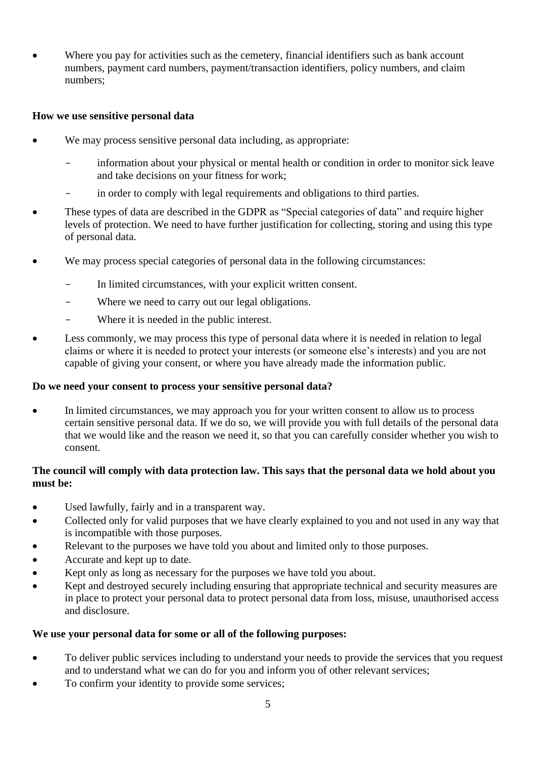- Where you pay for activities such as the cemetery, financial identifiers such as bank account numbers, payment card numbers, payment/transaction identifiers, policy numbers, and claim numbers;

**How we use sensitive personal data**

- We may process sensitive personal data including, as appropriate:
  - information about your physical or mental health or condition in order to monitor sick leave and take decisions on your fitness for work;
  - in order to comply with legal requirements and obligations to third parties.
- These types of data are described in the GDPR as "Special categories of data" and require higher levels of protection. We need to have further justification for collecting, storing and using this type of personal data.
- We may process special categories of personal data in the following circumstances:
  - In limited circumstances, with your explicit written consent.
  - Where we need to carry out our legal obligations.
  - Where it is needed in the public interest.
- Less commonly, we may process this type of personal data where it is needed in relation to legal claims or where it is needed to protect your interests (or someone else's interests) and you are not capable of giving your consent, or where you have already made the information public.

**Do we need your consent to process your sensitive personal data?**

- In limited circumstances, we may approach you for your written consent to allow us to process certain sensitive personal data. If we do so, we will provide you with full details of the personal data that we would like and the reason we need it, so that you can carefully consider whether you wish to consent.

**The council will comply with data protection law. This says that the personal data we hold about you must be:**

- Used lawfully, fairly and in a transparent way.
- Collected only for valid purposes that we have clearly explained to you and not used in any way that is incompatible with those purposes.
- Relevant to the purposes we have told you about and limited only to those purposes.
- Accurate and kept up to date.
- Kept only as long as necessary for the purposes we have told you about.
- Kept and destroyed securely including ensuring that appropriate technical and security measures are in place to protect your personal data to protect personal data from loss, misuse, unauthorised access and disclosure.

**We use your personal data for some or all of the following purposes:**

- To deliver public services including to understand your needs to provide the services that you request and to understand what we can do for you and inform you of other relevant services;
- To confirm your identity to provide some services;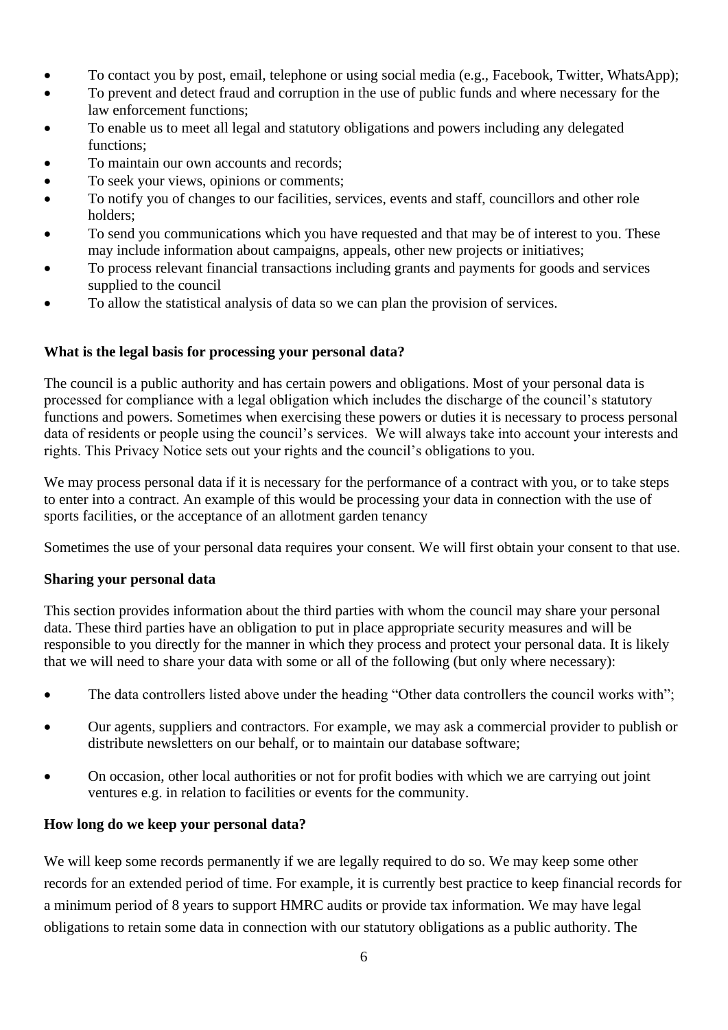- To contact you by post, email, telephone or using social media (e.g., Facebook, Twitter, WhatsApp);
- To prevent and detect fraud and corruption in the use of public funds and where necessary for the law enforcement functions;
- To enable us to meet all legal and statutory obligations and powers including any delegated functions;
- To maintain our own accounts and records;
- To seek your views, opinions or comments;
- To notify you of changes to our facilities, services, events and staff, councillors and other role holders;
- To send you communications which you have requested and that may be of interest to you. These may include information about campaigns, appeals, other new projects or initiatives;
- To process relevant financial transactions including grants and payments for goods and services supplied to the council
- To allow the statistical analysis of data so we can plan the provision of services.

**What is the legal basis for processing your personal data?**

The council is a public authority and has certain powers and obligations. Most of your personal data is processed for compliance with a legal obligation which includes the discharge of the council's statutory functions and powers. Sometimes when exercising these powers or duties it is necessary to process personal data of residents or people using the council's services. We will always take into account your interests and rights. This Privacy Notice sets out your rights and the council's obligations to you.

We may process personal data if it is necessary for the performance of a contract with you, or to take steps to enter into a contract. An example of this would be processing your data in connection with the use of sports facilities, or the acceptance of an allotment garden tenancy

Sometimes the use of your personal data requires your consent. We will first obtain your consent to that use.

**Sharing your personal data**

This section provides information about the third parties with whom the council may share your personal data. These third parties have an obligation to put in place appropriate security measures and will be responsible to you directly for the manner in which they process and protect your personal data. It is likely that we will need to share your data with some or all of the following (but only where necessary):

- The data controllers listed above under the heading "Other data controllers the council works with";
- Our agents, suppliers and contractors. For example, we may ask a commercial provider to publish or distribute newsletters on our behalf, or to maintain our database software;
- On occasion, other local authorities or not for profit bodies with which we are carrying out joint ventures e.g. in relation to facilities or events for the community.

**How long do we keep your personal data?**

We will keep some records permanently if we are legally required to do so. We may keep some other records for an extended period of time. For example, it is currently best practice to keep financial records for a minimum period of 8 years to support HMRC audits or provide tax information. We may have legal obligations to retain some data in connection with our statutory obligations as a public authority. The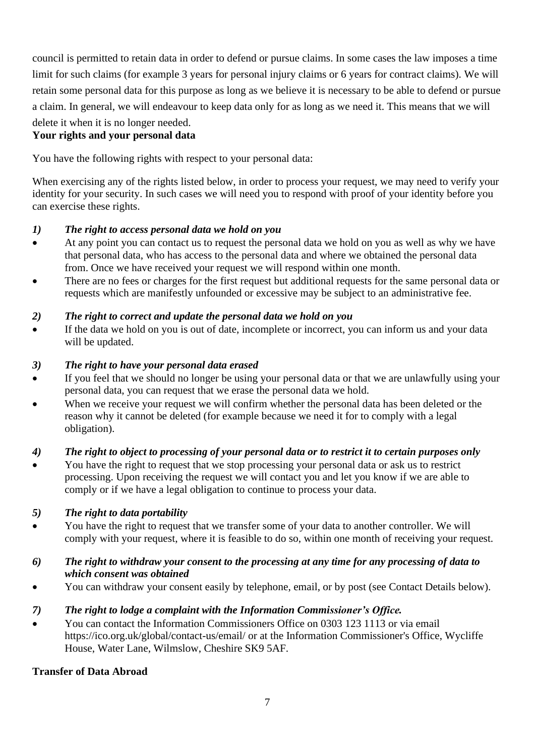council is permitted to retain data in order to defend or pursue claims. In some cases the law imposes a time limit for such claims (for example 3 years for personal injury claims or 6 years for contract claims). We will retain some personal data for this purpose as long as we believe it is necessary to be able to defend or pursue a claim. In general, we will endeavour to keep data only for as long as we need it. This means that we will delete it when it is no longer needed.

**Your rights and your personal data**

You have the following rights with respect to your personal data:

When exercising any of the rights listed below, in order to process your request, we may need to verify your identity for your security. In such cases we will need you to respond with proof of your identity before you can exercise these rights.

***1) The right to access personal data we hold on you***

- At any point you can contact us to request the personal data we hold on you as well as why we have that personal data, who has access to the personal data and where we obtained the personal data from. Once we have received your request we will respond within one month.
- There are no fees or charges for the first request but additional requests for the same personal data or requests which are manifestly unfounded or excessive may be subject to an administrative fee.

***2) The right to correct and update the personal data we hold on you***

- If the data we hold on you is out of date, incomplete or incorrect, you can inform us and your data will be updated.

***3) The right to have your personal data erased***

- If you feel that we should no longer be using your personal data or that we are unlawfully using your personal data, you can request that we erase the personal data we hold.
- When we receive your request we will confirm whether the personal data has been deleted or the reason why it cannot be deleted (for example because we need it for to comply with a legal obligation).

***4) The right to object to processing of your personal data or to restrict it to certain purposes only***

- You have the right to request that we stop processing your personal data or ask us to restrict processing. Upon receiving the request we will contact you and let you know if we are able to comply or if we have a legal obligation to continue to process your data.

***5) The right to data portability***

- You have the right to request that we transfer some of your data to another controller. We will comply with your request, where it is feasible to do so, within one month of receiving your request.

***6) The right to withdraw your consent to the processing at any time for any processing of data to which consent was obtained***

- You can withdraw your consent easily by telephone, email, or by post (see Contact Details below).

***7) The right to lodge a complaint with the Information Commissioner's Office.***

- You can contact the Information Commissioners Office on 0303 123 1113 or via email https://ico.org.uk/global/contact-us/email/ or at the Information Commissioner's Office, Wycliffe House, Water Lane, Wilmslow, Cheshire SK9 5AF.

**Transfer of Data Abroad**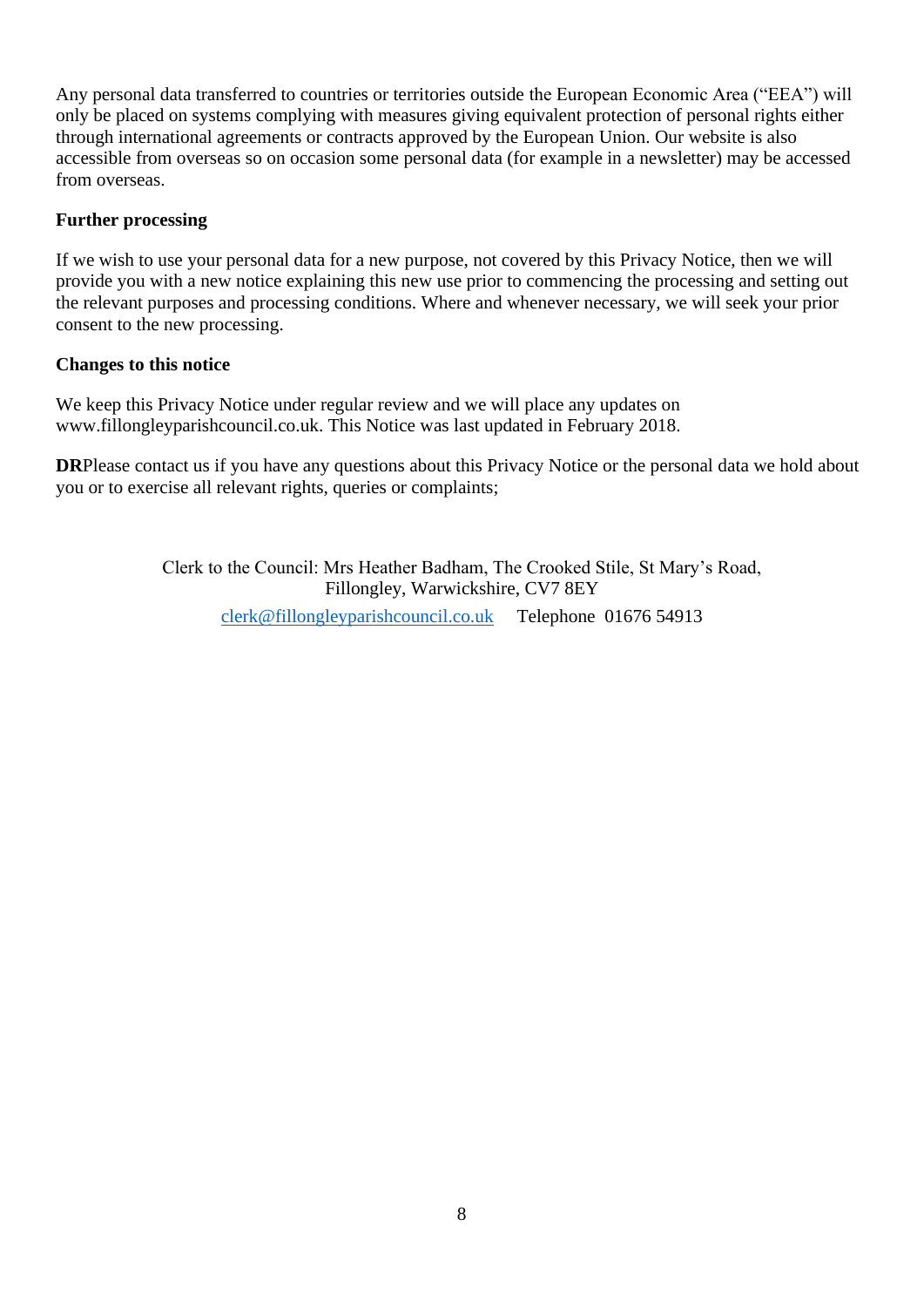Any personal data transferred to countries or territories outside the European Economic Area ("EEA") will only be placed on systems complying with measures giving equivalent protection of personal rights either through international agreements or contracts approved by the European Union. Our website is also accessible from overseas so on occasion some personal data (for example in a newsletter) may be accessed from overseas.

**Further processing**

If we wish to use your personal data for a new purpose, not covered by this Privacy Notice, then we will provide you with a new notice explaining this new use prior to commencing the processing and setting out the relevant purposes and processing conditions. Where and whenever necessary, we will seek your prior consent to the new processing.

**Changes to this notice**

We keep this Privacy Notice under regular review and we will place any updates on www.fillongleyparishcouncil.co.uk. This Notice was last updated in February 2018.

**DR**Please contact us if you have any questions about this Privacy Notice or the personal data we hold about you or to exercise all relevant rights, queries or complaints;

Clerk to the Council: Mrs Heather Badham, The Crooked Stile, St Mary's Road, Fillongley, Warwickshire, CV7 8EY

clerk@fillongleyparishcouncil.co.uk Telephone 01676 54913